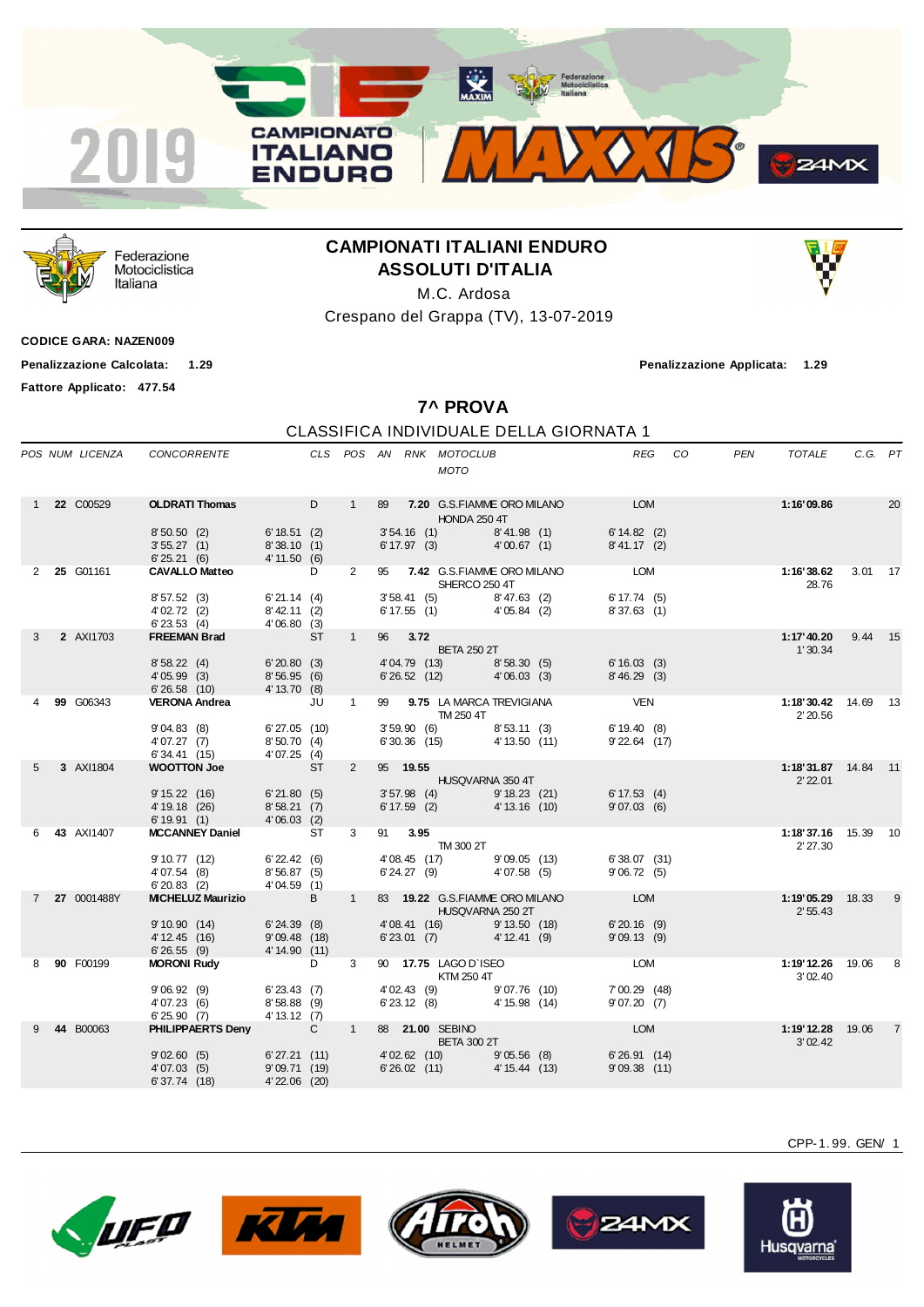# CAMPIONATI ITALIANI ENDURO
## ASSOLUTI D'ITALIA

M.C. Ardosa

Crespano del Grappa (TV), 13-07-2019

**CODICE GARA: NAZEN009**

**Penalizzazione Calcolata: 1.29** — **Penalizzazione Applicata: 1.29**

**Fattore Applicato: 477.54**

## 7^ PROVA

CLASSIFICA INDIVIDUALE DELLA GIORNATA 1

| POS | NUM | LICENZA | CONCORRENTE | CLS | POS | AN | RNK | MOTOCLUB / MOTO | REG | CO | PEN | TOTALE | C.G. | PT |
|---|---|---|---|---|---|---|---|---|---|---|---|---|---|---|
| 1 | 22 | C00529 | OLDRATI Thomas | D | 1 | 89 | 7.20 | G.S.FIAMME ORO MILANO / HONDA 250 4T | LOM | | | 1:16'09.86 | | 20 |
| | | | 8'50.50 (2) · 6'18.51 (2) · 3'54.16 (1) · 8'41.98 (1) · 6'14.82 (2) · 3'55.27 (1) · 8'38.10 (1) · 6'17.97 (3) · 4'00.67 (1) · 8'41.17 (2) · 6'25.21 (6) · 4'11.50 (6) | | | | | | | | | | | |
| 2 | 25 | G01161 | CAVALLO Matteo | D | 2 | 95 | 7.42 | G.S.FIAMME ORO MILANO / SHERCO 250 4T | LOM | | | 1:16'38.62 / 28.76 | 3.01 | 17 |
| | | | 8'57.52 (3) · 6'21.14 (4) · 3'58.41 (5) · 8'47.63 (2) · 6'17.74 (5) · 4'02.72 (2) · 8'42.11 (2) · 6'17.55 (1) · 4'05.84 (2) · 8'37.63 (1) · 6'23.53 (4) · 4'06.80 (3) | | | | | | | | | | | |
| 3 | 2 | AXI1703 | FREEMAN Brad | ST | 1 | 96 | 3.72 | BETA 250 2T | | | | 1:17'40.20 / 1'30.34 | 9.44 | 15 |
| | | | 8'58.22 (4) · 6'20.80 (3) · 4'04.79 (13) · 8'58.30 (5) · 6'16.03 (3) · 4'05.99 (3) · 8'56.95 (6) · 6'26.52 (12) · 4'06.03 (3) · 8'46.29 (3) · 6'26.58 (10) · 4'13.70 (8) | | | | | | | | | | | |
| 4 | 99 | G06343 | VERONA Andrea | JU | 1 | 99 | 9.75 | LA MARCA TREVIGIANA / TM 250 4T | VEN | | | 1:18'30.42 / 2'20.56 | 14.69 | 13 |
| | | | 9'04.83 (8) · 6'27.05 (10) · 3'59.90 (6) · 8'53.11 (3) · 6'19.40 (8) · 4'07.27 (7) · 8'50.70 (4) · 6'30.36 (15) · 4'13.50 (11) · 9'22.64 (17) · 6'34.41 (15) · 4'07.25 (4) | | | | | | | | | | | |
| 5 | 3 | AXI1804 | WOOTTON Joe | ST | 2 | 95 | 19.55 | HUSQVARNA 350 4T | | | | 1:18'31.87 / 2'22.01 | 14.84 | 11 |
| | | | 9'15.22 (16) · 6'21.80 (5) · 3'57.98 (4) · 9'18.23 (21) · 6'17.53 (4) · 4'19.18 (26) · 8'58.21 (7) · 6'17.59 (2) · 4'13.16 (10) · 9'07.03 (6) · 6'19.91 (1) · 4'06.03 (2) | | | | | | | | | | | |
| 6 | 43 | AXI1407 | MCCANNEY Daniel | ST | 3 | 91 | 3.95 | TM 300 2T | | | | 1:18'37.16 / 2'27.30 | 15.39 | 10 |
| | | | 9'10.77 (12) · 6'22.42 (6) · 4'08.45 (17) · 9'09.05 (13) · 6'38.07 (31) · 4'07.54 (8) · 8'56.87 (5) · 6'24.27 (9) · 4'07.58 (5) · 9'06.72 (5) · 6'20.83 (2) · 4'04.59 (1) | | | | | | | | | | | |
| 7 | 27 | 0001488Y | MICHELUZ Maurizio | B | 1 | 83 | 19.22 | G.S.FIAMME ORO MILANO / HUSQVARNA 250 2T | LOM | | | 1:19'05.29 / 2'55.43 | 18.33 | 9 |
| | | | 9'10.90 (14) · 6'24.39 (8) · 4'08.41 (16) · 9'13.50 (18) · 6'20.16 (9) · 4'12.45 (16) · 9'09.48 (18) · 6'23.01 (7) · 4'12.41 (9) · 9'09.13 (9) · 6'26.55 (9) · 4'14.90 (11) | | | | | | | | | | | |
| 8 | 90 | F00199 | MORONI Rudy | D | 3 | 90 | 17.75 | LAGO D`ISEO / KTM 250 4T | LOM | | | 1:19'12.26 / 3'02.40 | 19.06 | 8 |
| | | | 9'06.92 (9) · 6'23.43 (7) · 4'02.43 (9) · 9'07.76 (10) · 7'00.29 (48) · 4'07.23 (6) · 8'58.88 (9) · 6'23.12 (8) · 4'15.98 (14) · 9'07.20 (7) · 6'25.90 (7) · 4'13.12 (7) | | | | | | | | | | | |
| 9 | 44 | B00063 | PHILIPPAERTS Deny | C | 1 | 88 | 21.00 | SEBINO / BETA 300 2T | LOM | | | 1:19'12.28 / 3'02.42 | 19.06 | 7 |
| | | | 9'02.60 (5) · 6'27.21 (11) · 4'02.62 (10) · 9'05.56 (8) · 6'26.91 (14) · 4'07.03 (5) · 9'09.71 (19) · 6'26.02 (11) · 4'15.44 (13) · 9'09.38 (11) · 6'37.74 (18) · 4'22.06 (20) | | | | | | | | | | | |

CPP-1.99. GEN/ 1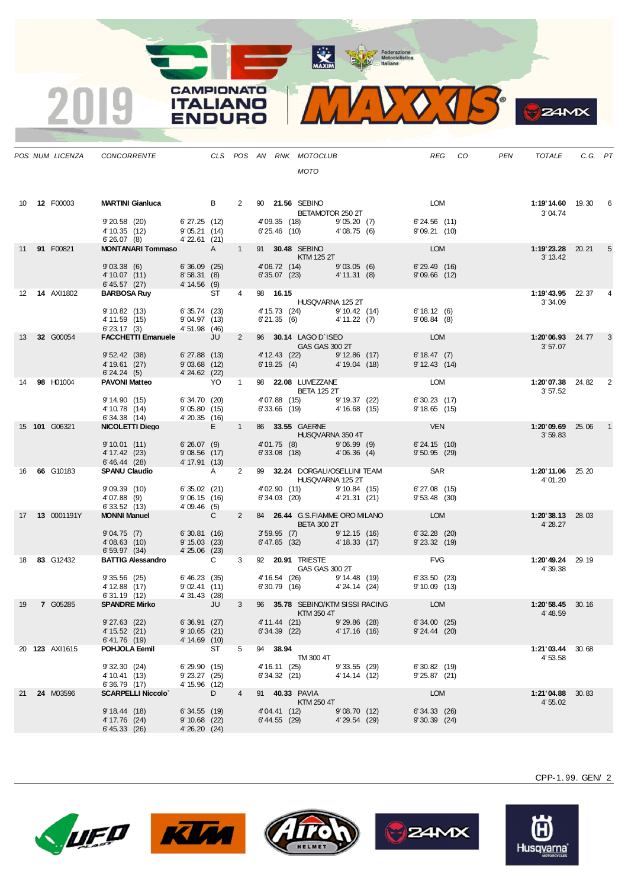# 2019 CAMPIONATO ITALIANO ENDURO MAXXIS

| POS | NUM | LICENZA | CONCORRENTE | CLS | POS | AN | RNK | MOTOCLUB / MOTO | REG | CO | PEN | TOTALE | C.G. | PT |
|---|---|---|---|---|---|---|---|---|---|---|---|---|---|---|
| 10 | **12** | F00003 | **MARTINI Gianluca** | B | 2 | 90 | **21.56** | SEBINO / BETAMOTOR 250 2T | LOM | | | **1:19'14.60** 3'04.74 | 19.30 | 6 |
| | | | 9'20.58 (20) 4'10.35 (12) 6'26.07 (8) | 6'27.25 (12) 9'05.21 (14) 4'22.61 (21) | | | | 4'09.35 (18) 6'25.46 (10) / 9'05.20 (7) 4'08.75 (6) | 6'24.56 (11) 9'09.21 (10) | | | | | |
| 11 | **91** | F00821 | **MONTANARI Tommaso** | A | 1 | 91 | **30.48** | SEBINO / KTM 125 2T | LOM | | | **1:19'23.28** 3'13.42 | 20.21 | 5 |
| | | | 9'03.38 (6) 4'10.07 (11) 6'45.57 (27) | 6'36.09 (25) 8'58.31 (8) 4'14.56 (9) | | | | 4'06.72 (14) 6'35.07 (23) / 9'03.05 (6) 4'11.31 (8) | 6'29.49 (16) 9'09.66 (12) | | | | | |
| 12 | **14** | AXI1802 | **BARBOSA Ruy** | ST | 4 | 98 | **16.15** | HUSQVARNA 125 2T | | | | **1:19'43.95** 3'34.09 | 22.37 | 4 |
| | | | 9'10.82 (13) 4'11.59 (15) 6'23.17 (3) | 6'35.74 (23) 9'04.97 (13) 4'51.98 (46) | | | | 4'15.73 (24) 6'21.35 (6) / 9'10.42 (14) 4'11.22 (7) | 6'18.12 (6) 9'08.84 (8) | | | | | |
| 13 | **32** | G00054 | **FACCHETTI Emanuele** | JU | 2 | 96 | **30.14** | LAGO D`ISEO / GAS GAS 300 2T | LOM | | | **1:20'06.93** 3'57.07 | 24.77 | 3 |
| | | | 9'52.42 (38) 4'19.61 (27) 6'24.24 (5) | 6'27.88 (13) 9'03.68 (12) 4'24.62 (22) | | | | 4'12.43 (22) 6'19.25 (4) / 9'12.86 (17) 4'19.04 (18) | 6'18.47 (7) 9'12.43 (14) | | | | | |
| 14 | **98** | H01004 | **PAVONI Matteo** | YO | 1 | 98 | **22.08** | LUMEZZANE / BETA 125 2T | LOM | | | **1:20'07.38** 3'57.52 | 24.82 | 2 |
| | | | 9'14.90 (15) 4'10.78 (14) 6'34.38 (14) | 6'34.70 (20) 9'05.80 (15) 4'20.35 (16) | | | | 4'07.88 (15) 6'33.66 (19) / 9'19.37 (22) 4'16.68 (15) | 6'30.23 (17) 9'18.65 (15) | | | | | |
| 15 | **101** | G06321 | **NICOLETTI Diego** | E | 1 | 86 | **33.55** | GAERNE / HUSQVARNA 350 4T | VEN | | | **1:20'09.69** 3'59.83 | 25.06 | 1 |
| | | | 9'10.01 (11) 4'17.42 (23) 6'46.44 (28) | 6'26.07 (9) 9'08.56 (17) 4'17.91 (13) | | | | 4'01.75 (8) 6'33.08 (18) / 9'06.99 (9) 4'06.36 (4) | 6'24.15 (10) 9'50.95 (29) | | | | | |
| 16 | **66** | G10183 | **SPANU Claudio** | A | 2 | 99 | **32.24** | DORGALI/OSELLINI TEAM / HUSQVARNA 125 2T | SAR | | | **1:20'11.06** 4'01.20 | 25.20 | |
| | | | 9'09.39 (10) 4'07.88 (9) 6'33.52 (13) | 6'35.02 (21) 9'06.15 (16) 4'09.46 (5) | | | | 4'02.90 (11) 6'34.03 (20) / 9'10.84 (15) 4'21.31 (21) | 6'27.08 (15) 9'53.48 (30) | | | | | |
| 17 | **13** | 0001191Y | **MONNI Manuel** | C | 2 | 84 | **26.44** | G.S.FIAMME ORO MILANO / BETA 300 2T | LOM | | | **1:20'38.13** 4'28.27 | 28.03 | |
| | | | 9'04.75 (7) 4'08.63 (10) 6'59.97 (34) | 6'30.81 (16) 9'15.03 (23) 4'25.06 (23) | | | | 3'59.95 (7) 6'47.85 (32) / 9'12.15 (16) 4'18.33 (17) | 6'32.28 (20) 9'23.32 (19) | | | | | |
| 18 | **83** | G12432 | **BATTIG Alessandro** | C | 3 | 92 | **20.91** | TRIESTE / GAS GAS 300 2T | FVG | | | **1:20'49.24** 4'39.38 | 29.19 | |
| | | | 9'35.56 (25) 4'12.88 (17) 6'31.19 (12) | 6'46.23 (35) 9'02.41 (11) 4'31.43 (28) | | | | 4'16.54 (26) 6'30.79 (16) / 9'14.48 (19) 4'24.14 (24) | 6'33.50 (23) 9'10.09 (13) | | | | | |
| 19 | **7** | G05285 | **SPANDRE Mirko** | JU | 3 | 96 | **35.78** | SEBINO/KTM SISSI RACING / KTM 350 4T | LOM | | | **1:20'58.45** 4'48.59 | 30.16 | |
| | | | 9'27.63 (22) 4'15.52 (21) 6'41.76 (19) | 6'36.91 (27) 9'10.65 (21) 4'14.69 (10) | | | | 4'11.44 (21) 6'34.39 (22) / 9'29.86 (28) 4'17.16 (16) | 6'34.00 (25) 9'24.44 (20) | | | | | |
| 20 | **123** | AXI1615 | **POHJOLA Eemil** | ST | 5 | 94 | **38.94** | TM 300 4T | | | | **1:21'03.44** 4'53.58 | 30.68 | |
| | | | 9'32.30 (24) 4'10.41 (13) 6'36.79 (17) | 6'29.90 (15) 9'23.27 (25) 4'15.96 (12) | | | | 4'16.11 (25) 6'34.32 (21) / 9'33.55 (29) 4'14.14 (12) | 6'30.82 (19) 9'25.87 (21) | | | | | |
| 21 | **24** | M03596 | **SCARPELLI Niccolo`** | D | 4 | 91 | **40.33** | PAVIA / KTM 250 4T | LOM | | | **1:21'04.88** 4'55.02 | 30.83 | |
| | | | 9'18.44 (18) 4'17.76 (24) 6'45.33 (26) | 6'34.55 (19) 9'10.68 (22) 4'26.20 (24) | | | | 4'04.41 (12) 6'44.55 (29) / 9'08.70 (12) 4'29.54 (29) | 6'34.33 (26) 9'30.39 (24) | | | | | |

CPP-1.99. GEN/ 2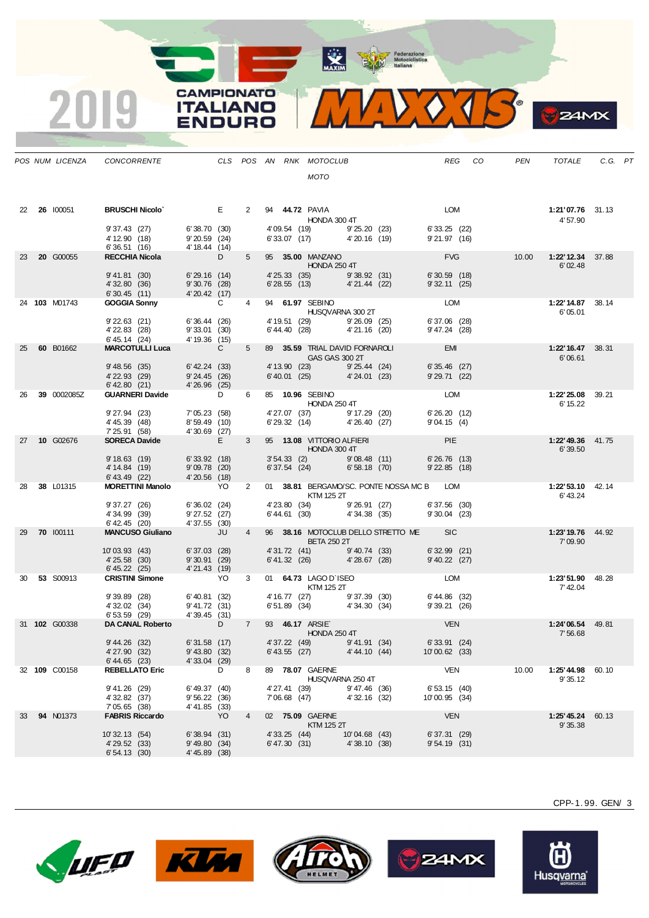# 2019 CAMPIONATO ITALIANO ENDURO

| POS | NUM | LICENZA | CONCORRENTE | CLS | POS | AN | RNK | MOTOCLUB / MOTO | REG | CO | PEN | TOTALE | C.G. | PT |
|---|---|---|---|---|---|---|---|---|---|---|---|---|---|---|
| 22 | **26** | I00051 | **BRUSCHI Nicolo`** | E | 2 | 94 | **44.72** | PAVIA / HONDA 300 4T | LOM | | | **1:21'07.76** / 4'57.90 | 31.13 | |
| | | | 9'37.43 (27) · 6'38.70 (30) · 4'09.54 (19) · 9'25.20 (23) · 6'33.25 (22) · 4'12.90 (18) · 9'20.59 (24) · 6'33.07 (17) · 4'20.16 (19) · 9'21.97 (16) · 6'36.51 (16) · 4'18.44 (14) | | | | | | | | | | | |
| 23 | **20** | G00055 | **RECCHIA Nicola** | D | 5 | 95 | **35.00** | MANZANO / HONDA 250 4T | FVG | | 10.00 | **1:22'12.34** / 6'02.48 | 37.88 | |
| | | | 9'41.81 (30) · 6'29.16 (14) · 4'25.33 (35) · 9'38.92 (31) · 6'30.59 (18) · 4'32.80 (36) · 9'30.76 (28) · 6'28.55 (13) · 4'21.44 (22) · 9'32.11 (25) · 6'30.45 (11) · 4'20.42 (17) | | | | | | | | | | | |
| 24 | **103** | M01743 | **GOGGIA Sonny** | C | 4 | 94 | **61.97** | SEBINO / HUSQVARNA 300 2T | LOM | | | **1:22'14.87** / 6'05.01 | 38.14 | |
| | | | 9'22.63 (21) · 6'36.44 (26) · 4'19.51 (29) · 9'26.09 (25) · 6'37.06 (28) · 4'22.83 (28) · 9'33.01 (30) · 6'44.40 (28) · 4'21.16 (20) · 9'47.24 (28) · 6'45.14 (24) · 4'19.36 (15) | | | | | | | | | | | |
| 25 | **60** | B01662 | **MARCOTULLI Luca** | C | 5 | 89 | **35.59** | TRIAL DAVID FORNAROLI / GAS GAS 300 2T | EMI | | | **1:22'16.47** / 6'06.61 | 38.31 | |
| | | | 9'48.56 (35) · 6'42.24 (33) · 4'13.90 (23) · 9'25.44 (24) · 6'35.46 (27) · 4'22.93 (29) · 9'24.45 (26) · 6'40.01 (25) · 4'24.01 (23) · 9'29.71 (22) · 6'42.80 (21) · 4'26.96 (25) | | | | | | | | | | | |
| 26 | **39** | 0002085Z | **GUARNERI Davide** | D | 6 | 85 | **10.96** | SEBINO / HONDA 250 4T | LOM | | | **1:22'25.08** / 6'15.22 | 39.21 | |
| | | | 9'27.94 (23) · 7'05.23 (58) · 4'27.07 (37) · 9'17.29 (20) · 6'26.20 (12) · 4'45.39 (48) · 8'59.49 (10) · 6'29.32 (14) · 4'26.40 (27) · 9'04.15 (4) · 7'25.91 (58) · 4'30.69 (27) | | | | | | | | | | | |
| 27 | **10** | G02676 | **SORECA Davide** | E | 3 | 95 | **13.08** | VITTORIO ALFIERI / HONDA 300 4T | PIE | | | **1:22'49.36** / 6'39.50 | 41.75 | |
| | | | 9'18.63 (19) · 6'33.92 (18) · 3'54.33 (2) · 9'08.48 (11) · 6'26.76 (13) · 4'14.84 (19) · 9'09.78 (20) · 6'37.54 (24) · 6'58.18 (70) · 9'22.85 (18) · 6'43.49 (22) · 4'20.56 (18) | | | | | | | | | | | |
| 28 | **38** | L01315 | **MORETTINI Manolo** | YO | 2 | 01 | **38.81** | BERGAMO/SC. PONTE NOSSA MC B / KTM 125 2T | LOM | | | **1:22'53.10** / 6'43.24 | 42.14 | |
| | | | 9'37.27 (26) · 6'36.02 (24) · 4'23.80 (34) · 9'26.91 (27) · 6'37.56 (30) · 4'34.99 (39) · 9'27.52 (27) · 6'44.61 (30) · 4'34.38 (35) · 9'30.04 (23) · 6'42.45 (20) · 4'37.55 (30) | | | | | | | | | | | |
| 29 | **70** | I00111 | **MANCUSO Giuliano** | JU | 4 | 96 | **38.16** | MOTOCLUB DELLO STRETTO ME / BETA 250 2T | SIC | | | **1:23'19.76** / 7'09.90 | 44.92 | |
| | | | 10'03.93 (43) · 6'37.03 (28) · 4'31.72 (41) · 9'40.74 (33) · 6'32.99 (21) · 4'25.58 (30) · 9'30.91 (29) · 6'41.32 (26) · 4'28.67 (28) · 9'40.22 (27) · 6'45.22 (25) · 4'21.43 (19) | | | | | | | | | | | |
| 30 | **53** | S00913 | **CRISTINI Simone** | YO | 3 | 01 | **64.73** | LAGO D`ISEO / KTM 125 2T | LOM | | | **1:23'51.90** / 7'42.04 | 48.28 | |
| | | | 9'39.89 (28) · 6'40.81 (32) · 4'16.77 (27) · 9'37.39 (30) · 6'44.86 (32) · 4'32.02 (34) · 9'41.72 (31) · 6'51.89 (34) · 4'34.30 (34) · 9'39.21 (26) · 6'53.59 (29) · 4'39.45 (31) | | | | | | | | | | | |
| 31 | **102** | G00338 | **DA CANAL Roberto** | D | 7 | 93 | **46.17** | ARSIE` / HONDA 250 4T | VEN | | | **1:24'06.54** / 7'56.68 | 49.81 | |
| | | | 9'44.26 (32) · 6'31.58 (17) · 4'37.22 (49) · 9'41.91 (34) · 6'33.91 (24) · 4'27.90 (32) · 9'43.80 (32) · 6'43.55 (27) · 4'44.10 (44) · 10'00.62 (33) · 6'44.65 (23) · 4'33.04 (29) | | | | | | | | | | | |
| 32 | **109** | C00158 | **REBELLATO Eric** | D | 8 | 89 | **78.07** | GAERNE / HUSQVARNA 250 4T | VEN | | 10.00 | **1:25'44.98** / 9'35.12 | 60.10 | |
| | | | 9'41.26 (29) · 6'49.37 (40) · 4'27.41 (39) · 9'47.46 (36) · 6'53.15 (40) · 4'32.82 (37) · 9'56.22 (36) · 7'06.68 (47) · 4'32.16 (32) · 10'00.95 (34) · 7'05.65 (38) · 4'41.85 (33) | | | | | | | | | | | |
| 33 | **94** | N01373 | **FABRIS Riccardo** | YO | 4 | 02 | **75.09** | GAERNE / KTM 125 2T | VEN | | | **1:25'45.24** / 9'35.38 | 60.13 | |
| | | | 10'32.13 (54) · 6'38.94 (31) · 4'33.25 (44) · 10'04.68 (43) · 6'37.31 (29) · 4'29.52 (33) · 9'49.80 (34) · 6'47.30 (31) · 4'38.10 (38) · 9'54.19 (31) · 6'54.13 (30) · 4'45.89 (38) | | | | | | | | | | | |

CPP-1.99. GEN/ 3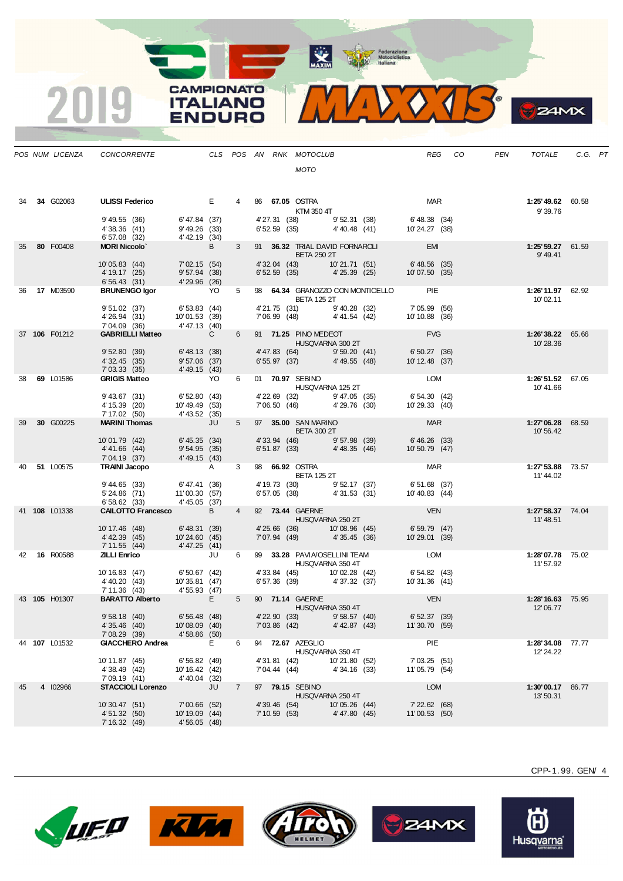# 2019 CAMPIONATO ITALIANO ENDURO

| POS | NUM | LICENZA | CONCORRENTE | CLS | POS | AN | RNK | MOTOCLUB / MOTO | REG | CO | PEN | TOTALE | C.G. | PT |
|---|---|---|---|---|---|---|---|---|---|---|---|---|---|---|
| 34 | **34** | G02063 | **ULISSI Federico** | E | 4 | 86 | **67.05** | OSTRA / KTM 350 4T | MAR | | | **1:25'49.62** / 9'39.76 | 60.58 | |
| | | | 9'49.55 (36) / 4'38.36 (41) / 6'57.08 (32) | 6'47.84 (37) / 9'49.26 (33) / 4'42.19 (34) | | | | 4'27.31 (38) / 6'52.59 (35) | 9'52.31 (38) / 4'40.48 (41) | 6'48.38 (34) / 10'24.27 (38) | | | |
| 35 | **80** | F00408 | **MORI Niccolo`** | B | 3 | 91 | **36.32** | TRIAL DAVID FORNAROLI / BETA 250 2T | EMI | | | **1:25'59.27** / 9'49.41 | 61.59 | |
| | | | 10'05.83 (44) / 4'19.17 (25) / 6'56.43 (31) | 7'02.15 (54) / 9'57.94 (38) / 4'29.96 (26) | | | | 4'32.04 (43) / 6'52.59 (35) | 10'21.71 (51) / 4'25.39 (25) | 6'48.56 (35) / 10'07.50 (35) | | | |
| 36 | **17** | M03590 | **BRUNENGO Igor** | YO | 5 | 98 | **64.34** | GRANOZZO CON MONTICELLO / BETA 125 2T | PIE | | | **1:26'11.97** / 10'02.11 | 62.92 | |
| | | | 9'51.02 (37) / 4'26.94 (31) / 7'04.09 (36) | 6'53.83 (44) / 10'01.53 (39) / 4'47.13 (40) | | | | 4'21.75 (31) / 7'06.99 (48) | 9'40.28 (32) / 4'41.54 (42) | 7'05.99 (56) / 10'10.88 (36) | | | |
| 37 | **106** | F01212 | **GABRIELLI Matteo** | C | 6 | 91 | **71.25** | PINO MEDEOT / HUSQVARNA 300 2T | FVG | | | **1:26'38.22** / 10'28.36 | 65.66 | |
| | | | 9'52.80 (39) / 4'32.45 (35) / 7'03.33 (35) | 6'48.13 (38) / 9'57.06 (37) / 4'49.15 (43) | | | | 4'47.83 (64) / 6'55.97 (37) | 9'59.20 (41) / 4'49.55 (48) | 6'50.27 (36) / 10'12.48 (37) | | | |
| 38 | **69** | L01586 | **GRIGIS Matteo** | YO | 6 | 01 | **70.97** | SEBINO / HUSQVARNA 125 2T | LOM | | | **1:26'51.52** / 10'41.66 | 67.05 | |
| | | | 9'43.67 (31) / 4'15.39 (20) / 7'17.02 (50) | 6'52.80 (43) / 10'49.49 (53) / 4'43.52 (35) | | | | 4'22.69 (32) / 7'06.50 (46) | 9'47.05 (35) / 4'29.76 (30) | 6'54.30 (42) / 10'29.33 (40) | | | |
| 39 | **30** | G00225 | **MARINI Thomas** | JU | 5 | 97 | **35.00** | SAN MARINO / BETA 300 2T | MAR | | | **1:27'06.28** / 10'56.42 | 68.59 | |
| | | | 10'01.79 (42) / 4'41.66 (44) / 7'04.19 (37) | 6'45.35 (34) / 9'54.95 (35) / 4'49.15 (43) | | | | 4'33.94 (46) / 6'51.87 (33) | 9'57.98 (39) / 4'48.35 (46) | 6'46.26 (33) / 10'50.79 (47) | | | |
| 40 | **51** | L00575 | **TRAINI Jacopo** | A | 3 | 98 | **66.92** | OSTRA / BETA 125 2T | MAR | | | **1:27'53.88** / 11'44.02 | 73.57 | |
| | | | 9'44.65 (33) / 5'24.86 (71) / 6'58.62 (33) | 6'47.41 (36) / 11'00.30 (57) / 4'45.05 (37) | | | | 4'19.73 (30) / 6'57.05 (38) | 9'52.17 (37) / 4'31.53 (31) | 6'51.68 (37) / 10'40.83 (44) | | | |
| 41 | **108** | L01338 | **CAILOTTO Francesco** | B | 4 | 92 | **73.44** | GAERNE / HUSQVARNA 250 2T | VEN | | | **1:27'58.37** / 11'48.51 | 74.04 | |
| | | | 10'17.46 (48) / 4'42.39 (45) / 7'11.55 (44) | 6'48.31 (39) / 10'24.60 (45) / 4'47.25 (41) | | | | 4'25.66 (36) / 7'07.94 (49) | 10'08.96 (45) / 4'35.45 (36) | 6'59.79 (47) / 10'29.01 (39) | | | |
| 42 | **16** | R00588 | **ZILLI Enrico** | JU | 6 | 99 | **33.28** | PAVIA/OSELLINI TEAM / HUSQVARNA 350 4T | LOM | | | **1:28'07.78** / 11'57.92 | 75.02 | |
| | | | 10'16.83 (47) / 4'40.20 (43) / 7'11.36 (43) | 6'50.67 (42) / 10'35.81 (47) / 4'55.93 (47) | | | | 4'33.84 (45) / 6'57.36 (39) | 10'02.28 (42) / 4'37.32 (37) | 6'54.82 (43) / 10'31.36 (41) | | | |
| 43 | **105** | H01307 | **BARATTO Alberto** | E | 5 | 90 | **71.14** | GAERNE / HUSQVARNA 350 4T | VEN | | | **1:28'16.63** / 12'06.77 | 75.95 | |
| | | | 9'58.18 (40) / 4'35.46 (40) / 7'08.29 (39) | 6'56.48 (48) / 10'08.09 (40) / 4'58.86 (50) | | | | 4'22.90 (33) / 7'03.86 (42) | 9'58.57 (40) / 4'42.87 (43) | 6'52.37 (39) / 11'30.70 (59) | | | |
| 44 | **107** | L01532 | **GIACCHERO Andrea** | E | 6 | 94 | **72.67** | AZEGLIO / HUSQVARNA 350 4T | PIE | | | **1:28'34.08** / 12'24.22 | 77.77 | |
| | | | 10'11.87 (45) / 4'38.49 (42) / 7'09.19 (41) | 6'56.82 (49) / 10'16.42 (42) / 4'40.04 (32) | | | | 4'31.81 (42) / 7'04.44 (44) | 10'21.80 (52) / 4'34.16 (33) | 7'03.25 (51) / 11'05.79 (54) | | | |
| 45 | **4** | I02966 | **STACCIOLI Lorenzo** | JU | 7 | 97 | **79.15** | SEBINO / HUSQVARNA 250 4T | LOM | | | **1:30'00.17** / 13'50.31 | 86.77 | |
| | | | 10'30.47 (51) / 4'51.32 (50) / 7'16.32 (49) | 7'00.66 (52) / 10'19.09 (44) / 4'56.05 (48) | | | | 4'39.46 (54) / 7'10.59 (53) | 10'05.26 (44) / 4'47.80 (45) | 7'22.62 (68) / 11'00.53 (50) | | | |

CPP-1.99. GEN/ 4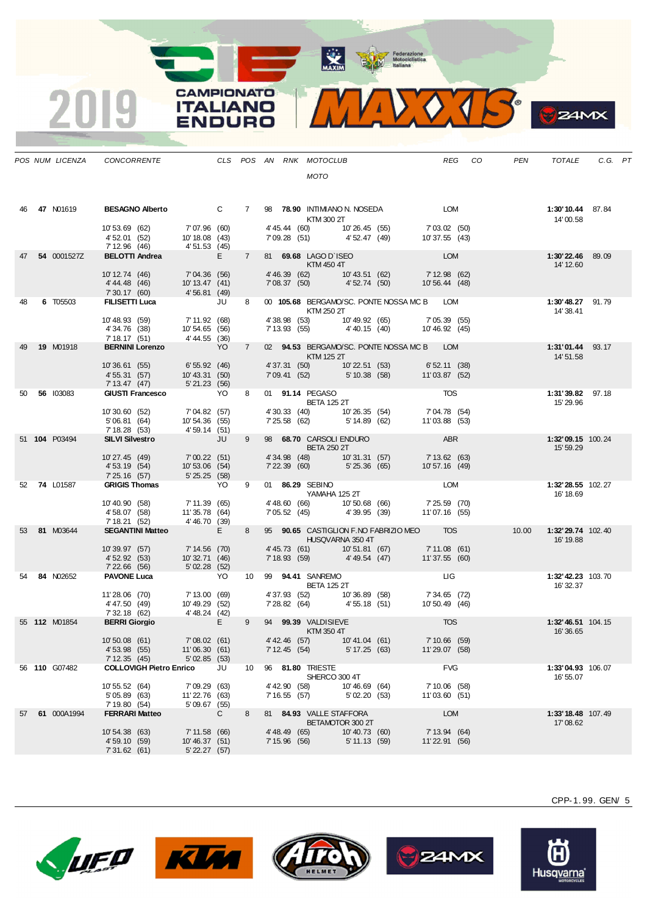# 2019 CAMPIONATO ITALIANO ENDURO

| POS | NUM | LICENZA | CONCORRENTE | CLS | POS | AN | RNK | MOTOCLUB / MOTO | REG | CO | PEN | TOTALE | C.G. | PT |
|---|---|---|---|---|---|---|---|---|---|---|---|---|---|---|
| 46 | **47** | N01619 | **BESAGNO Alberto** | C | 7 | 98 | **78.90** | INTIMIANO N. NOSEDA / KTM 300 2T | LOM | | | **1:30'10.44** 14'00.58 | 87.84 | |
| | | | 10'53.69 (62) 7'07.96 (60) 4'45.44 (60) 10'26.45 (55) 7'03.02 (50) 4'52.01 (52) 10'18.08 (43) 7'09.28 (51) 4'52.47 (49) 10'37.55 (43) 7'12.96 (46) 4'51.53 (45) | | | | | | | | | | | |
| 47 | **54** | 0001527Z | **BELOTTI Andrea** | E | 7 | 81 | **69.68** | LAGO D`ISEO / KTM 450 4T | LOM | | | **1:30'22.46** 14'12.60 | 89.09 | |
| | | | 10'12.74 (46) 7'04.36 (56) 4'46.39 (62) 10'43.51 (62) 7'12.98 (62) 4'44.48 (46) 10'13.47 (41) 7'08.37 (50) 4'52.74 (50) 10'56.44 (48) 7'30.17 (60) 4'56.81 (49) | | | | | | | | | | | |
| 48 | **6** | T05503 | **FILISETTI Luca** | JU | 8 | 00 | **105.68** | BERGAMO/SC. PONTE NOSSA MC B / KTM 250 2T | LOM | | | **1:30'48.27** 14'38.41 | 91.79 | |
| | | | 10'48.93 (59) 7'11.92 (68) 4'38.98 (53) 10'49.92 (65) 7'05.39 (55) 4'34.76 (38) 10'54.65 (56) 7'13.93 (55) 4'40.15 (40) 10'46.92 (45) 7'18.17 (51) 4'44.55 (36) | | | | | | | | | | | |
| 49 | **19** | M01918 | **BERNINI Lorenzo** | YO | 7 | 02 | **94.53** | BERGAMO/SC. PONTE NOSSA MC B / KTM 125 2T | LOM | | | **1:31'01.44** 14'51.58 | 93.17 | |
| | | | 10'36.61 (55) 6'55.92 (46) 4'37.31 (50) 10'22.51 (53) 6'52.11 (38) 4'55.31 (57) 10'43.31 (50) 7'09.41 (52) 5'10.38 (58) 11'03.87 (52) 7'13.47 (47) 5'21.23 (56) | | | | | | | | | | | |
| 50 | **56** | I03083 | **GIUSTI Francesco** | YO | 8 | 01 | **91.14** | PEGASO / BETA 125 2T | TOS | | | **1:31'39.82** 15'29.96 | 97.18 | |
| | | | 10'30.60 (52) 7'04.82 (57) 4'30.33 (40) 10'26.35 (54) 7'04.78 (54) 5'06.81 (64) 10'54.36 (55) 7'25.58 (62) 5'14.89 (62) 11'03.88 (53) 7'18.28 (53) 4'59.14 (51) | | | | | | | | | | | |
| 51 | **104** | P03494 | **SILVI Silvestro** | JU | 9 | 98 | **68.70** | CARSOLI ENDURO / BETA 250 2T | ABR | | | **1:32'09.15** 15'59.29 | 100.24 | |
| | | | 10'27.45 (49) 7'00.22 (51) 4'34.98 (48) 10'31.31 (57) 7'13.62 (63) 4'53.19 (54) 10'53.06 (54) 7'22.39 (60) 5'25.36 (65) 10'57.16 (49) 7'25.16 (57) 5'25.25 (58) | | | | | | | | | | | |
| 52 | **74** | L01587 | **GRIGIS Thomas** | YO | 9 | 01 | **86.29** | SEBINO / YAMAHA 125 2T | LOM | | | **1:32'28.55** 16'18.69 | 102.27 | |
| | | | 10'40.90 (58) 7'11.39 (65) 4'48.60 (66) 10'50.68 (66) 7'25.59 (70) 4'58.07 (58) 11'35.78 (64) 7'05.52 (45) 4'39.95 (39) 11'07.16 (55) 7'18.21 (52) 4'46.70 (39) | | | | | | | | | | | |
| 53 | **81** | M03644 | **SEGANTINI Matteo** | E | 8 | 95 | **90.65** | CASTIGLION F.NO FABRIZIO MEO / HUSQVARNA 350 4T | TOS | | 10.00 | **1:32'29.74** 16'19.88 | 102.40 | |
| | | | 10'39.97 (57) 7'14.56 (70) 4'45.73 (61) 10'51.81 (67) 7'11.08 (61) 4'52.92 (53) 10'32.71 (46) 7'18.93 (59) 4'49.54 (47) 11'37.55 (60) 7'22.66 (56) 5'02.28 (52) | | | | | | | | | | | |
| 54 | **84** | N02652 | **PAVONE Luca** | YO | 10 | 99 | **94.41** | SANREMO / BETA 125 2T | LIG | | | **1:32'42.23** 16'32.37 | 103.70 | |
| | | | 11'28.06 (70) 7'13.00 (69) 4'37.93 (52) 10'36.89 (58) 7'34.65 (72) 4'47.50 (49) 10'49.29 (52) 7'28.82 (64) 4'55.18 (51) 10'50.49 (46) 7'32.18 (62) 4'48.24 (42) | | | | | | | | | | | |
| 55 | **112** | M01854 | **BERRI Giorgio** | E | 9 | 94 | **99.39** | VALDISIEVE / KTM 350 4T | TOS | | | **1:32'46.51** 16'36.65 | 104.15 | |
| | | | 10'50.08 (61) 7'08.02 (61) 4'42.46 (57) 10'41.04 (61) 7'10.66 (59) 4'53.98 (55) 11'06.30 (61) 7'12.45 (54) 5'17.25 (63) 11'29.07 (58) 7'12.35 (45) 5'02.85 (53) | | | | | | | | | | | |
| 56 | **110** | G07482 | **COLLOVIGH Pietro Enrico** | JU | 10 | 96 | **81.80** | TRIESTE / SHERCO 300 4T | FVG | | | **1:33'04.93** 16'55.07 | 106.07 | |
| | | | 10'55.52 (64) 7'09.29 (63) 4'42.90 (58) 10'46.69 (64) 7'10.06 (58) 5'05.89 (63) 11'22.76 (63) 7'16.55 (57) 5'02.20 (53) 11'03.60 (51) 7'19.80 (54) 5'09.67 (55) | | | | | | | | | | | |
| 57 | **61** | 000A1994 | **FERRARI Matteo** | C | 8 | 81 | **84.93** | VALLE STAFFORA / BETAMOTOR 300 2T | LOM | | | **1:33'18.48** 17'08.62 | 107.49 | |
| | | | 10'54.38 (63) 7'11.58 (66) 4'48.49 (65) 10'40.73 (60) 7'13.94 (64) 4'59.10 (59) 10'46.37 (51) 7'15.96 (56) 5'11.13 (59) 11'22.91 (56) 7'31.62 (61) 5'22.27 (57) | | | | | | | | | | | |

CPP-1.99. GEN/ 5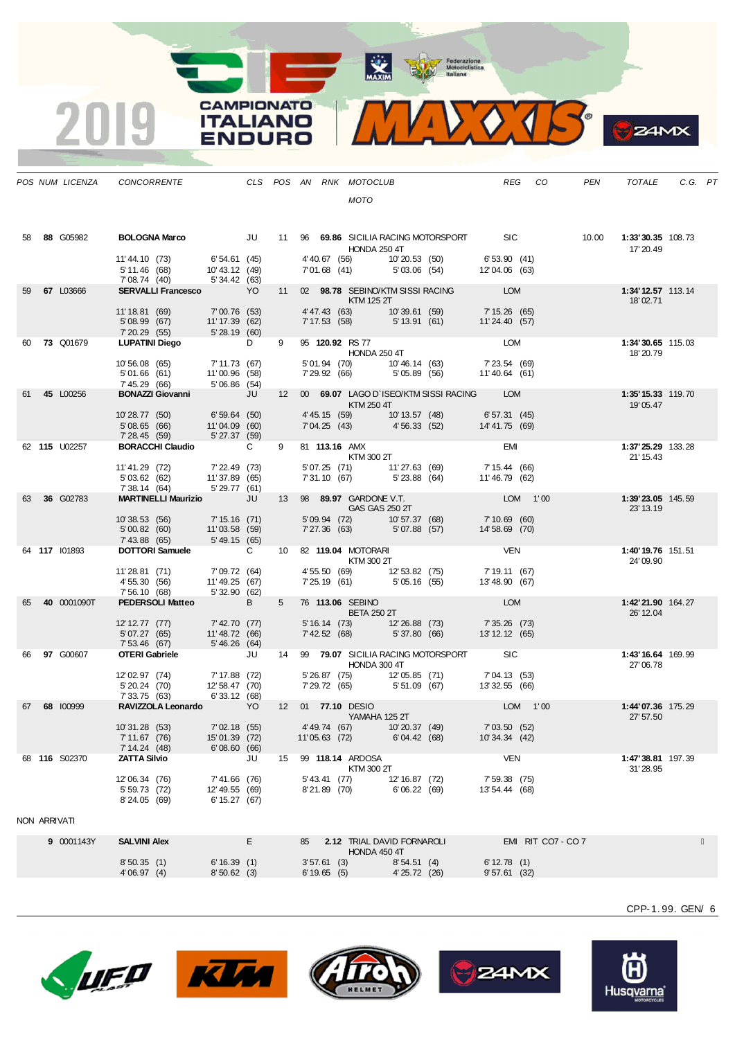| POS | NUM | LICENZA | CONCORRENTE | CLS | POS | AN | RNK | MOTOCLUB / MOTO | REG | CO | PEN | TOTALE | C.G. | PT |
|---|---|---|---|---|---|---|---|---|---|---|---|---|---|---|
| 58 | **88** | G05982 | **BOLOGNA Marco** | JU | 11 | 96 | **69.86** | SICILIA RACING MOTORSPORT / HONDA 250 4T | SIC | | 10.00 | **1:33'30.35** 17'20.49 | 108.73 | |
| | | | 11'44.10 (73) 5'11.46 (68) 7'08.74 (40) | 6'54.61 (45) 10'43.12 (49) 5'34.42 (63) | | 4'40.67 (56) 7'01.68 (41) | | 10'20.53 (50) 5'03.06 (54) | 6'53.90 (41) 12'04.06 (63) | | | | | |
| 59 | **67** | L03666 | **SERVALLI Francesco** | YO | 11 | 02 | **98.78** | SEBINO/KTM SISSI RACING / KTM 125 2T | LOM | | | **1:34'12.57** 18'02.71 | 113.14 | |
| | | | 11'18.81 (69) 5'08.99 (67) 7'20.29 (55) | 7'00.76 (53) 11'17.39 (62) 5'28.19 (60) | | 4'47.43 (63) 7'17.53 (58) | | 10'39.61 (59) 5'13.91 (61) | 7'15.26 (65) 11'24.40 (57) | | | | | |
| 60 | **73** | Q01679 | **LUPATINI Diego** | D | 9 | 95 | **120.92** | RS 77 / HONDA 250 4T | LOM | | | **1:34'30.65** 18'20.79 | 115.03 | |
| | | | 10'56.08 (65) 5'01.66 (61) 7'45.29 (66) | 7'11.73 (67) 11'00.96 (58) 5'06.86 (54) | | 5'01.94 (70) 7'29.92 (66) | | 10'46.14 (63) 5'05.89 (56) | 7'23.54 (69) 11'40.64 (61) | | | | | |
| 61 | **45** | L00256 | **BONAZZI Giovanni** | JU | 12 | 00 | **69.07** | LAGO D`ISEO/KTM SISSI RACING / KTM 250 4T | LOM | | | **1:35'15.33** 19'05.47 | 119.70 | |
| | | | 10'28.77 (50) 5'08.65 (66) 7'28.45 (59) | 6'59.64 (50) 11'04.09 (60) 5'27.37 (59) | | 4'45.15 (59) 7'04.25 (43) | | 10'13.57 (48) 4'56.33 (52) | 6'57.31 (45) 14'41.75 (69) | | | | | |
| 62 | **115** | U02257 | **BORACCHI Claudio** | C | 9 | 81 | **113.16** | AMX / KTM 300 2T | EMI | | | **1:37'25.29** 21'15.43 | 133.28 | |
| | | | 11'41.29 (72) 5'03.62 (62) 7'38.14 (64) | 7'22.49 (73) 11'37.89 (65) 5'29.77 (61) | | 5'07.25 (71) 7'31.10 (67) | | 11'27.63 (69) 5'23.88 (64) | 7'15.44 (66) 11'46.79 (62) | | | | | |
| 63 | **36** | G02783 | **MARTINELLI Maurizio** | JU | 13 | 98 | **89.97** | GARDONE V.T. / GAS GAS 250 2T | LOM | 1'00 | | **1:39'23.05** 23'13.19 | 145.59 | |
| | | | 10'38.53 (56) 5'00.82 (60) 7'43.88 (65) | 7'15.16 (71) 11'03.58 (59) 5'49.15 (65) | | 5'09.94 (72) 7'27.36 (63) | | 10'57.37 (68) 5'07.88 (57) | 7'10.69 (60) 14'58.69 (70) | | | | | |
| 64 | **117** | I01893 | **DOTTORI Samuele** | C | 10 | 82 | **119.04** | MOTORARI / KTM 300 2T | VEN | | | **1:40'19.76** 24'09.90 | 151.51 | |
| | | | 11'28.81 (71) 4'55.30 (56) 7'56.10 (68) | 7'09.72 (64) 11'49.25 (67) 5'32.90 (62) | | 4'55.50 (69) 7'25.19 (61) | | 12'53.82 (75) 5'05.16 (55) | 7'19.11 (67) 13'48.90 (67) | | | | | |
| 65 | **40** | 0001090T | **PEDERSOLI Matteo** | B | 5 | 76 | **113.06** | SEBINO / BETA 250 2T | LOM | | | **1:42'21.90** 26'12.04 | 164.27 | |
| | | | 12'12.77 (77) 5'07.27 (65) 7'53.46 (67) | 7'42.70 (77) 11'48.72 (66) 5'46.26 (64) | | 5'16.14 (73) 7'42.52 (68) | | 12'26.88 (73) 5'37.80 (66) | 7'35.26 (73) 13'12.12 (65) | | | | | |
| 66 | **97** | G00607 | **OTERI Gabriele** | JU | 14 | 99 | **79.07** | SICILIA RACING MOTORSPORT / HONDA 300 4T | SIC | | | **1:43'16.64** 27'06.78 | 169.99 | |
| | | | 12'02.97 (74) 5'20.24 (70) 7'33.75 (63) | 7'17.88 (72) 12'58.47 (70) 6'33.12 (68) | | 5'26.87 (75) 7'29.72 (65) | | 12'05.85 (71) 5'51.09 (67) | 7'04.13 (53) 13'32.55 (66) | | | | | |
| 67 | **68** | I00999 | **RAVIZZOLA Leonardo** | YO | 12 | 01 | **77.10** | DESIO / YAMAHA 125 2T | LOM | 1'00 | | **1:44'07.36** 27'57.50 | 175.29 | |
| | | | 10'31.28 (53) 7'11.67 (76) 7'14.24 (48) | 7'02.18 (55) 15'01.39 (72) 6'08.60 (66) | | 4'49.74 (67) 11'05.63 (72) | | 10'20.37 (49) 6'04.42 (68) | 7'03.50 (52) 10'34.34 (42) | | | | | |
| 68 | **116** | S02370 | **ZATTA Silvio** | JU | 15 | 99 | **118.14** | ARDOSA / KTM 300 2T | VEN | | | **1:47'38.81** 31'28.95 | 197.39 | |
| | | | 12'06.34 (76) 5'59.73 (72) 8'24.05 (69) | 7'41.66 (76) 12'49.55 (69) 6'15.27 (67) | | 5'43.41 (77) 8'21.89 (70) | | 12'16.87 (72) 6'06.22 (69) | 7'59.38 (75) 13'54.44 (68) | | | | | |

NON ARRIVATI

| POS | NUM | LICENZA | CONCORRENTE | CLS | POS | AN | RNK | MOTOCLUB / MOTO | REG | CO | PEN | TOTALE | C.G. | PT |
|---|---|---|---|---|---|---|---|---|---|---|---|---|---|---|
| | **9** | 0001143Y | **SALVINI Alex** | E | | 85 | **2.12** | TRIAL DAVID FORNAROLI / HONDA 450 4T | EMI | RIT CO7 - CO 7 | | | | |
| | | | 8'50.35 (1) 4'06.97 (4) | 6'16.39 (1) 8'50.62 (3) | | 3'57.61 (3) 6'19.65 (5) | | 8'54.51 (4) 4'25.72 (26) | 6'12.78 (1) 9'57.61 (32) | | | | | |

CPP-1.99. GEN/ 6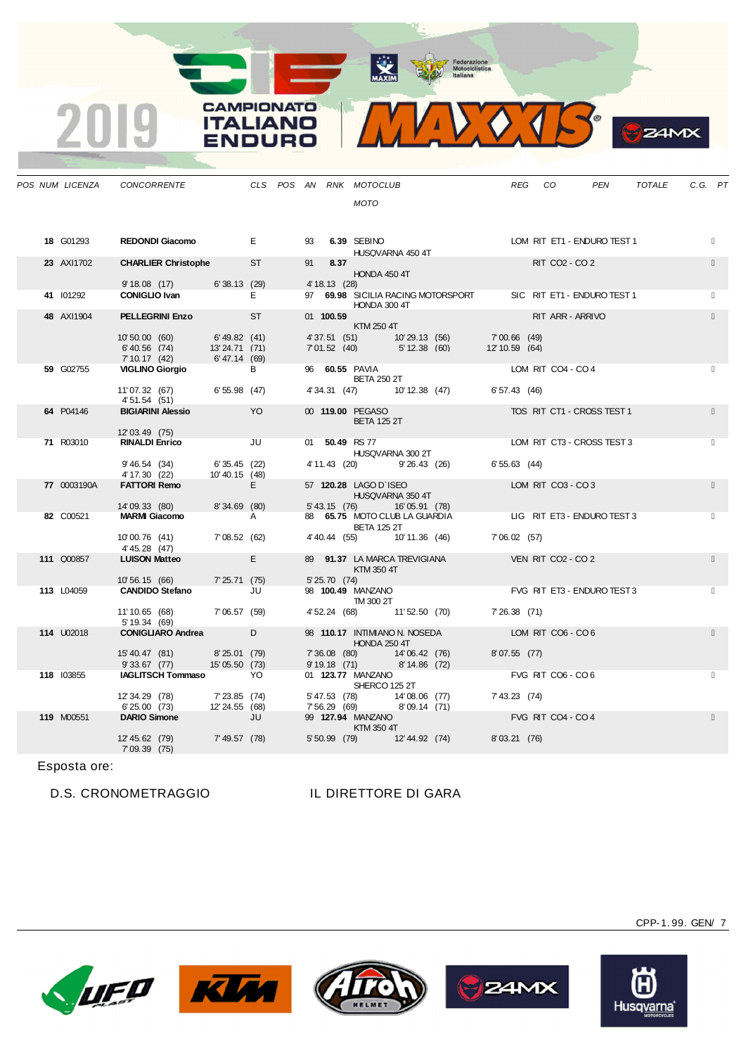2019 CAMPIONATO ITALIANO ENDURO

| POS | NUM | LICENZA | CONCORRENTE | CLS | POS | AN | RNK | MOTOCLUB / MOTO | REG | CO | PEN | TOTALE | C.G. | PT |
|---|---|---|---|---|---|---|---|---|---|---|---|---|---|---|
| | 18 | G01293 | **REDONDI Giacomo** | E | | 93 | **6.39** | SEBINO / HUSQVARNA 450 4T | LOM | RIT | ET1 - ENDURO TEST 1 | | | |
| | 23 | AXI1702 | **CHARLIER Christophe** | ST | | 91 | **8.37** | HONDA 450 4T | | RIT | CO2 - CO 2 | | | |
| | | | 9' 18.08 (17) | 6' 38.13 (29) | | 4' 18.13 (28) | | | | | | | | |
| | 41 | I01292 | **CONIGLIO Ivan** | E | | 97 | **69.98** | SICILIA RACING MOTORSPORT / HONDA 300 4T | SIC | RIT | ET1 - ENDURO TEST 1 | | | |
| | 48 | AXI1904 | **PELLEGRINI Enzo** | ST | | 01 | **100.59** | KTM 250 4T | | RIT | ARR - ARRIVO | | | |
| | | | 10' 50.00 (60) | 6' 49.82 (41) | | 4' 37.51 (51) | | 10' 29.13 (56) | 7' 00.66 (49) | | | | | |
| | | | 6' 40.56 (74) | 13' 24.71 (71) | | 7' 01.52 (40) | | 5' 12.38 (60) | 12' 10.59 (64) | | | | | |
| | | | 7' 10.17 (42) | 6' 47.14 (69) | | | | | | | | | | |
| | 59 | G02755 | **VIGLINO Giorgio** | B | | 96 | **60.55** | PAVIA / BETA 250 2T | LOM | RIT | CO4 - CO 4 | | | |
| | | | 11' 07.32 (67) | 6' 55.98 (47) | | 4' 34.31 (47) | | 10' 12.38 (47) | 6' 57.43 (46) | | | | | |
| | | | 4' 51.54 (51) | | | | | | | | | | | |
| | 64 | P04146 | **BIGIARINI Alessio** | YO | | 00 | **119.00** | PEGASO / BETA 125 2T | TOS | RIT | CT1 - CROSS TEST 1 | | | |
| | | | 12' 03.49 (75) | | | | | | | | | | | |
| | 71 | R03010 | **RINALDI Enrico** | JU | | 01 | **50.49** | RS 77 / HUSQVARNA 300 2T | LOM | RIT | CT3 - CROSS TEST 3 | | | |
| | | | 9' 46.54 (34) | 6' 35.45 (22) | | 4' 11.43 (20) | | 9' 26.43 (26) | 6' 55.63 (44) | | | | | |
| | | | 4' 17.30 (22) | 10' 40.15 (48) | | | | | | | | | | |
| | 77 | 0003190A | **FATTORI Remo** | E | | 57 | **120.28** | LAGO D`ISEO / HUSQVARNA 350 4T | LOM | RIT | CO3 - CO 3 | | | |
| | | | 14' 09.33 (80) | 8' 34.69 (80) | | 5' 43.15 (76) | | 16' 05.91 (78) | | | | | | |
| | 82 | C00521 | **MARMI Giacomo** | A | | 88 | **65.75** | MOTO CLUB LA GUARDIA / BETA 125 2T | LIG | RIT | ET3 - ENDURO TEST 3 | | | |
| | | | 10' 00.76 (41) | 7' 08.52 (62) | | 4' 40.44 (55) | | 10' 11.36 (46) | 7' 06.02 (57) | | | | | |
| | | | 4' 45.28 (47) | | | | | | | | | | | |
| | 111 | Q00857 | **LUISON Matteo** | E | | 89 | **91.37** | LA MARCA TREVIGIANA / KTM 350 4T | VEN | RIT | CO2 - CO 2 | | | |
| | | | 10' 56.15 (66) | 7' 25.71 (75) | | 5' 25.70 (74) | | | | | | | | |
| | 113 | L04059 | **CANDIDO Stefano** | JU | | 98 | **100.49** | MANZANO / TM 300 2T | FVG | RIT | ET3 - ENDURO TEST 3 | | | |
| | | | 11' 10.65 (68) | 7' 06.57 (59) | | 4' 52.24 (68) | | 11' 52.50 (70) | 7' 26.38 (71) | | | | | |
| | | | 5' 19.34 (69) | | | | | | | | | | | |
| | 114 | U02018 | **CONIGLIARO Andrea** | D | | 98 | **110.17** | INTIMIANO N. NOSEDA / HONDA 250 4T | LOM | RIT | CO6 - CO 6 | | | |
| | | | 15' 40.47 (81) | 8' 25.01 (79) | | 7' 36.08 (80) | | 14' 06.42 (76) | 8' 07.55 (77) | | | | | |
| | | | 9' 33.67 (77) | 15' 05.50 (73) | | 9' 19.18 (71) | | 8' 14.86 (72) | | | | | | |
| | 118 | I03855 | **IAGLITSCH Tommaso** | YO | | 01 | **123.77** | MANZANO / SHERCO 125 2T | FVG | RIT | CO6 - CO 6 | | | |
| | | | 12' 34.29 (78) | 7' 23.85 (74) | | 5' 47.53 (78) | | 14' 08.06 (77) | 7' 43.23 (74) | | | | | |
| | | | 6' 25.00 (73) | 12' 24.55 (68) | | 7' 56.29 (69) | | 8' 09.14 (71) | | | | | | |
| | 119 | M00551 | **DARIO Simone** | JU | | 99 | **127.94** | MANZANO / KTM 350 4T | FVG | RIT | CO4 - CO 4 | | | |
| | | | 12' 45.62 (79) | 7' 49.57 (78) | | 5' 50.99 (79) | | 12' 44.92 (74) | 8' 03.21 (76) | | | | | |
| | | | 7' 09.39 (75) | | | | | | | | | | | |

Esposta ore:

D.S. CRONOMETRAGGIO

IL DIRETTORE DI GARA

CPP-1.99. GEN/ 7